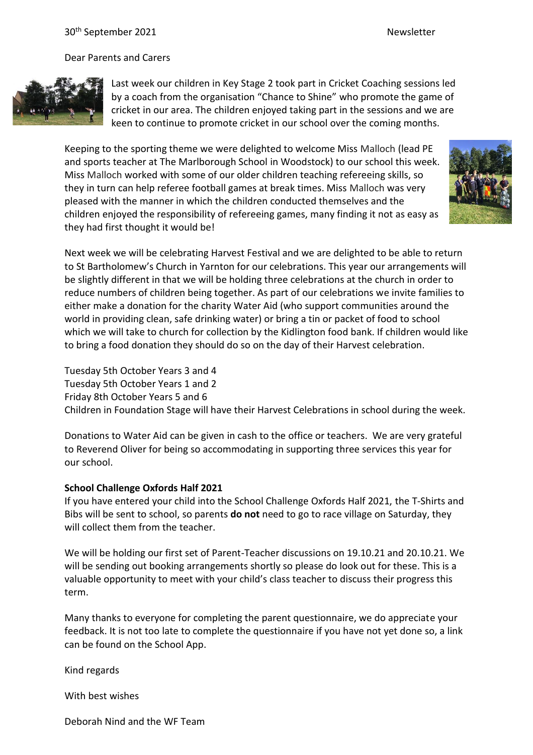30th September 2021 Newsletter

Dear Parents and Carers

Last week our children in Key Stage 2 took part in Cricket Coaching sessions led by a coach from the organisation "Chance to Shine" who promote the game of cricket in our area. The children enjoyed taking part in the sessions and we are keen to continue to promote cricket in our school over the coming months.

Keeping to the sporting theme we were delighted to welcome Miss Malloch (lead PE and sports teacher at The Marlborough School in Woodstock) to our school this week. Miss Malloch worked with some of our older children teaching refereeing skills, so they in turn can help referee football games at break times. Miss Malloch was very pleased with the manner in which the children conducted themselves and the children enjoyed the responsibility of refereeing games, many finding it not as easy as they had first thought it would be!

Next week we will be celebrating Harvest Festival and we are delighted to be able to return to St Bartholomew's Church in Yarnton for our celebrations. This year our arrangements will be slightly different in that we will be holding three celebrations at the church in order to reduce numbers of children being together. As part of our celebrations we invite families to either make a donation for the charity Water Aid (who support communities around the world in providing clean, safe drinking water) or bring a tin or packet of food to school which we will take to church for collection by the Kidlington food bank. If children would like to bring a food donation they should do so on the day of their Harvest celebration.

Tuesday 5th October Years 3 and 4
Tuesday 5th October Years 1 and 2
Friday 8th October Years 5 and 6
Children in Foundation Stage will have their Harvest Celebrations in school during the week.

Donations to Water Aid can be given in cash to the office or teachers. We are very grateful to Reverend Oliver for being so accommodating in supporting three services this year for our school.

**School Challenge Oxfords Half 2021**
If you have entered your child into the School Challenge Oxfords Half 2021, the T-Shirts and Bibs will be sent to school, so parents **do not** need to go to race village on Saturday, they will collect them from the teacher.

We will be holding our first set of Parent-Teacher discussions on 19.10.21 and 20.10.21. We will be sending out booking arrangements shortly so please do look out for these. This is a valuable opportunity to meet with your child's class teacher to discuss their progress this term.

Many thanks to everyone for completing the parent questionnaire, we do appreciate your feedback. It is not too late to complete the questionnaire if you have not yet done so, a link can be found on the School App.

Kind regards

With best wishes

Deborah Nind and the WF Team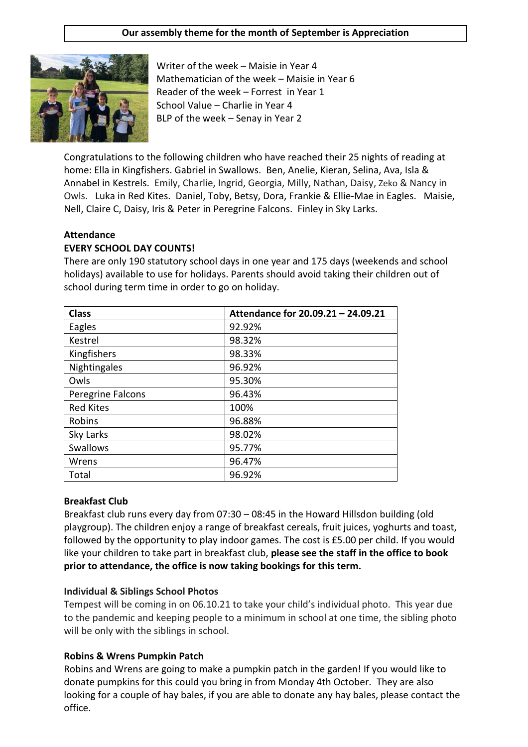**Our assembly theme for the month of September is Appreciation**

Writer of the week – Maisie in Year 4
Mathematician of the week – Maisie in Year 6
Reader of the week – Forrest in Year 1
School Value – Charlie in Year 4
BLP of the week – Senay in Year 2

Congratulations to the following children who have reached their 25 nights of reading at home: Ella in Kingfishers. Gabriel in Swallows. Ben, Anelie, Kieran, Selina, Ava, Isla & Annabel in Kestrels. Emily, Charlie, Ingrid, Georgia, Milly, Nathan, Daisy, Zeko & Nancy in Owls. Luka in Red Kites. Daniel, Toby, Betsy, Dora, Frankie & Ellie-Mae in Eagles. Maisie, Nell, Claire C, Daisy, Iris & Peter in Peregrine Falcons. Finley in Sky Larks.

**Attendance**

**EVERY SCHOOL DAY COUNTS!**

There are only 190 statutory school days in one year and 175 days (weekends and school holidays) available to use for holidays. Parents should avoid taking their children out of school during term time in order to go on holiday.

| Class | Attendance for 20.09.21 – 24.09.21 |
|---|---|
| Eagles | 92.92% |
| Kestrel | 98.32% |
| Kingfishers | 98.33% |
| Nightingales | 96.92% |
| Owls | 95.30% |
| Peregrine Falcons | 96.43% |
| Red Kites | 100% |
| Robins | 96.88% |
| Sky Larks | 98.02% |
| Swallows | 95.77% |
| Wrens | 96.47% |
| Total | 96.92% |

**Breakfast Club**

Breakfast club runs every day from 07:30 – 08:45 in the Howard Hillsdon building (old playgroup). The children enjoy a range of breakfast cereals, fruit juices, yoghurts and toast, followed by the opportunity to play indoor games. The cost is £5.00 per child. If you would like your children to take part in breakfast club, **please see the staff in the office to book prior to attendance, the office is now taking bookings for this term.**

**Individual & Siblings School Photos**

Tempest will be coming in on 06.10.21 to take your child's individual photo. This year due to the pandemic and keeping people to a minimum in school at one time, the sibling photo will be only with the siblings in school.

**Robins & Wrens Pumpkin Patch**

Robins and Wrens are going to make a pumpkin patch in the garden! If you would like to donate pumpkins for this could you bring in from Monday 4th October. They are also looking for a couple of hay bales, if you are able to donate any hay bales, please contact the office.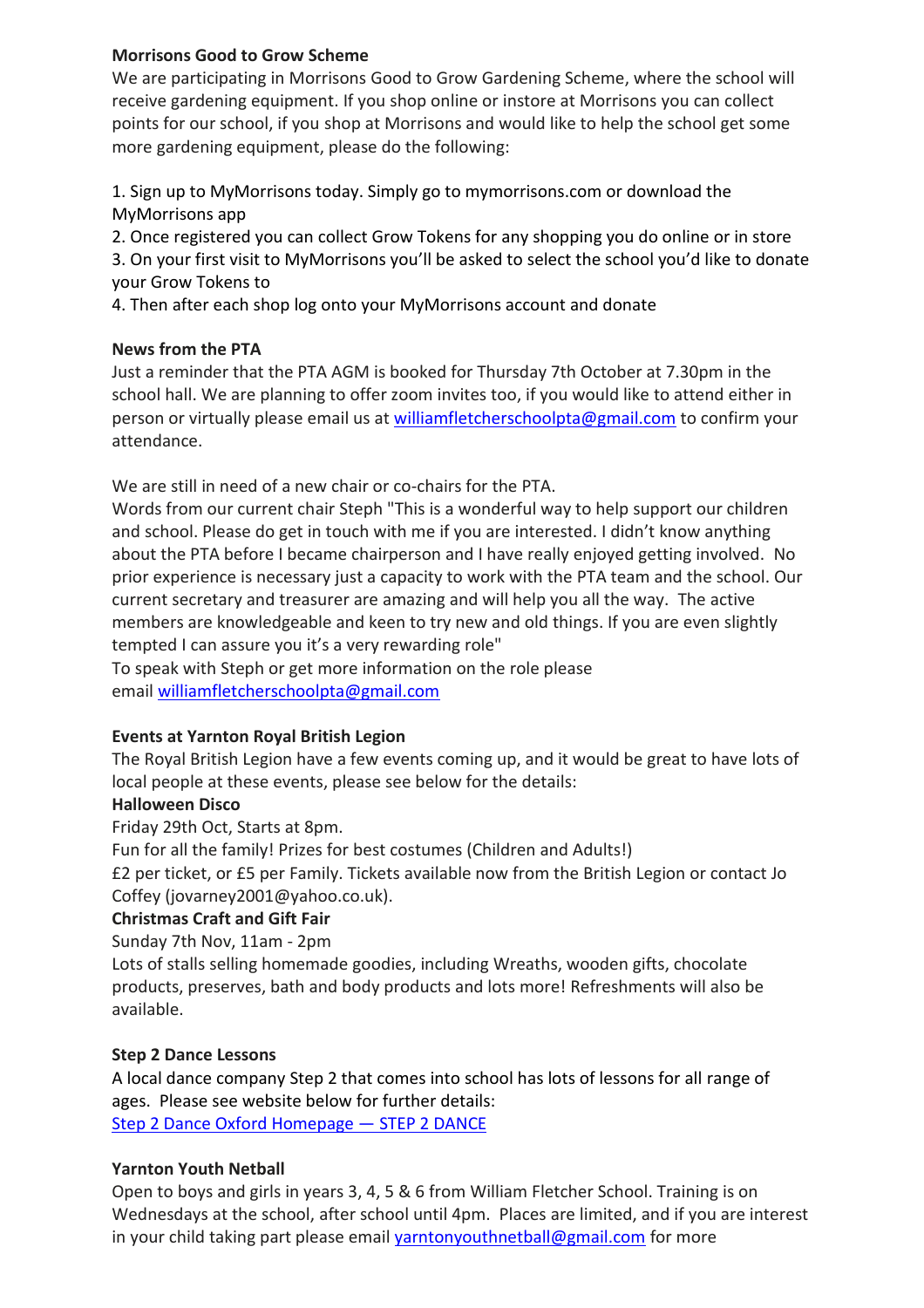**Morrisons Good to Grow Scheme**

We are participating in Morrisons Good to Grow Gardening Scheme, where the school will receive gardening equipment. If you shop online or instore at Morrisons you can collect points for our school, if you shop at Morrisons and would like to help the school get some more gardening equipment, please do the following:

1. Sign up to MyMorrisons today. Simply go to mymorrisons.com or download the MyMorrisons app
2. Once registered you can collect Grow Tokens for any shopping you do online or in store
3. On your first visit to MyMorrisons you'll be asked to select the school you'd like to donate your Grow Tokens to
4. Then after each shop log onto your MyMorrisons account and donate

**News from the PTA**

Just a reminder that the PTA AGM is booked for Thursday 7th October at 7.30pm in the school hall. We are planning to offer zoom invites too, if you would like to attend either in person or virtually please email us at williamfletcherschoolpta@gmail.com to confirm your attendance.

We are still in need of a new chair or co-chairs for the PTA.
Words from our current chair Steph "This is a wonderful way to help support our children and school. Please do get in touch with me if you are interested. I didn't know anything about the PTA before I became chairperson and I have really enjoyed getting involved. No prior experience is necessary just a capacity to work with the PTA team and the school. Our current secretary and treasurer are amazing and will help you all the way. The active members are knowledgeable and keen to try new and old things. If you are even slightly tempted I can assure you it's a very rewarding role"
To speak with Steph or get more information on the role please email williamfletcherschoolpta@gmail.com

**Events at Yarnton Royal British Legion**

The Royal British Legion have a few events coming up, and it would be great to have lots of local people at these events, please see below for the details:

**Halloween Disco**
Friday 29th Oct, Starts at 8pm.
Fun for all the family! Prizes for best costumes (Children and Adults!)
£2 per ticket, or £5 per Family. Tickets available now from the British Legion or contact Jo Coffey (jovarney2001@yahoo.co.uk).

**Christmas Craft and Gift Fair**
Sunday 7th Nov, 11am - 2pm
Lots of stalls selling homemade goodies, including Wreaths, wooden gifts, chocolate products, preserves, bath and body products and lots more! Refreshments will also be available.

**Step 2 Dance Lessons**

A local dance company Step 2 that comes into school has lots of lessons for all range of ages. Please see website below for further details:
Step 2 Dance Oxford Homepage — STEP 2 DANCE

**Yarnton Youth Netball**

Open to boys and girls in years 3, 4, 5 & 6 from William Fletcher School. Training is on Wednesdays at the school, after school until 4pm. Places are limited, and if you are interest in your child taking part please email yarntonyouthnetball@gmail.com for more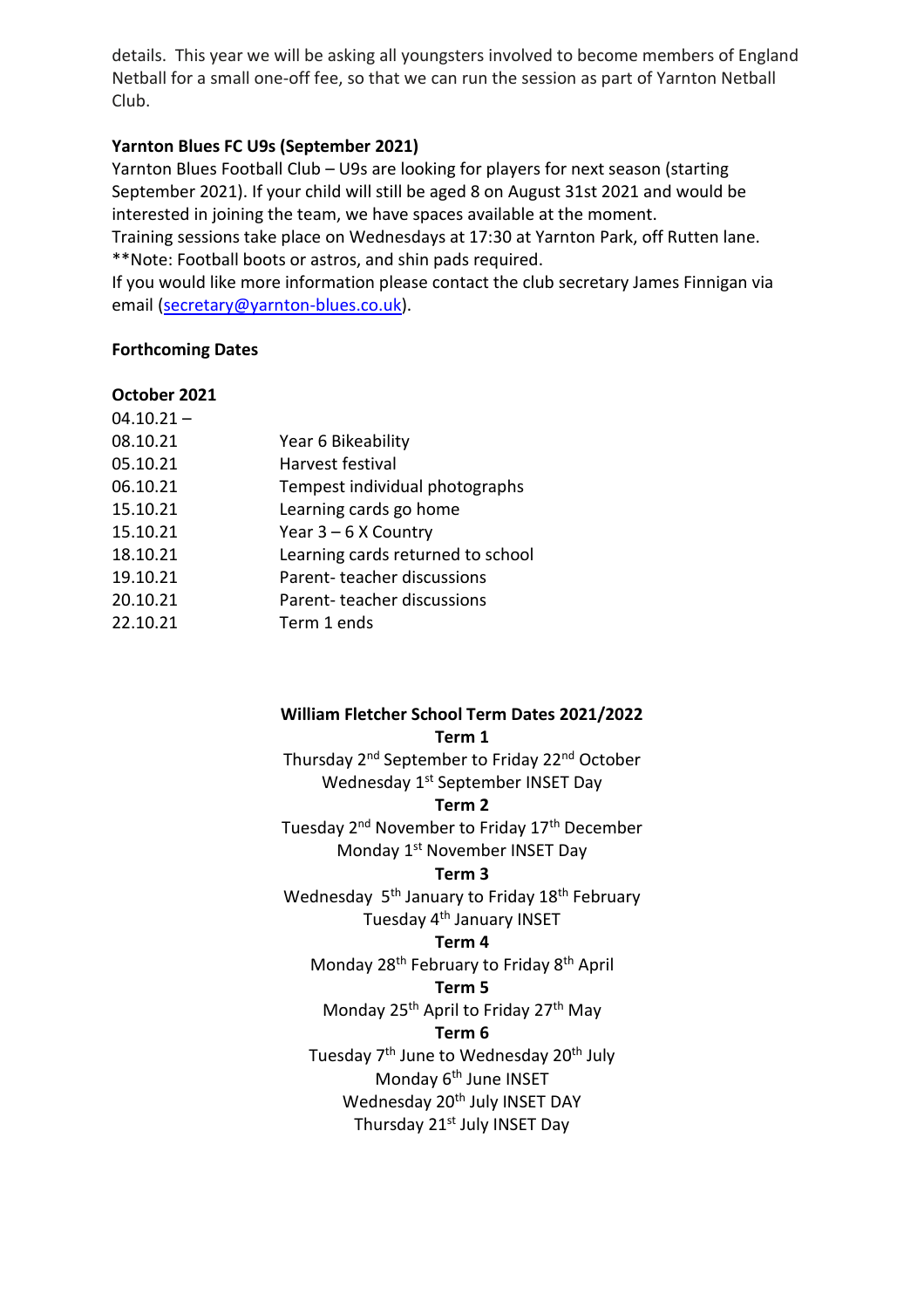details. This year we will be asking all youngsters involved to become members of England Netball for a small one-off fee, so that we can run the session as part of Yarnton Netball Club.

**Yarnton Blues FC U9s (September 2021)**

Yarnton Blues Football Club – U9s are looking for players for next season (starting September 2021). If your child will still be aged 8 on August 31st 2021 and would be interested in joining the team, we have spaces available at the moment.
Training sessions take place on Wednesdays at 17:30 at Yarnton Park, off Rutten lane.
**Note: Football boots or astros, and shin pads required.
If you would like more information please contact the club secretary James Finnigan via email (secretary@yarnton-blues.co.uk).

**Forthcoming Dates**

**October 2021**

| | |
|---|---|
| 04.10.21 – 08.10.21 | Year 6 Bikeability |
| 05.10.21 | Harvest festival |
| 06.10.21 | Tempest individual photographs |
| 15.10.21 | Learning cards go home |
| 15.10.21 | Year 3 – 6 X Country |
| 18.10.21 | Learning cards returned to school |
| 19.10.21 | Parent- teacher discussions |
| 20.10.21 | Parent- teacher discussions |
| 22.10.21 | Term 1 ends |

**William Fletcher School Term Dates 2021/2022**

**Term 1**

Thursday 2nd September to Friday 22nd October
Wednesday 1st September INSET Day

**Term 2**

Tuesday 2nd November to Friday 17th December
Monday 1st November INSET Day

**Term 3**

Wednesday 5th January to Friday 18th February
Tuesday 4th January INSET

**Term 4**

Monday 28th February to Friday 8th April

**Term 5**

Monday 25th April to Friday 27th May

**Term 6**

Tuesday 7th June to Wednesday 20th July
Monday 6th June INSET
Wednesday 20th July INSET DAY
Thursday 21st July INSET Day